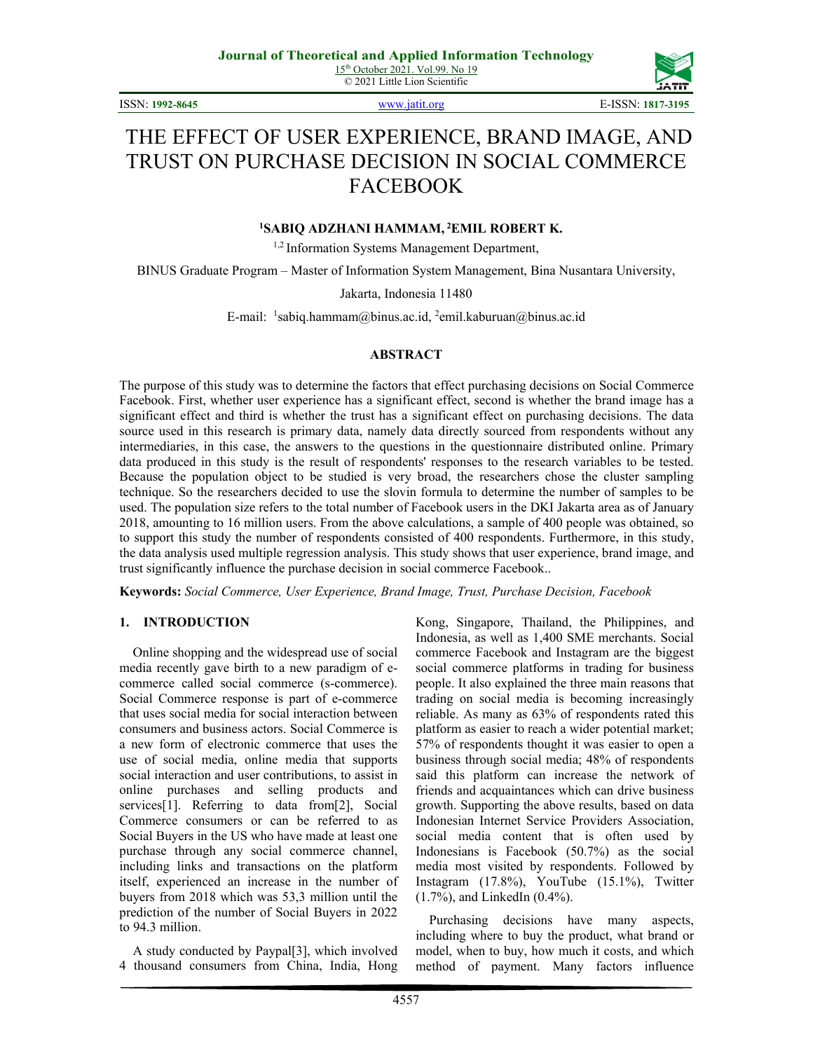# THE EFFECT OF USER EXPERIENCE, BRAND IMAGE, AND TRUST ON PURCHASE DECISION IN SOCIAL COMMERCE FACEBOOK

**[1]SABIQ ADZHANI HAMMAM, [2]EMIL ROBERT K.**

[1,2] Information Systems Management Department,

BINUS Graduate Program – Master of Information System Management, Bina Nusantara University,

Jakarta, Indonesia 11480

E-mail: [1]sabiq.hammam@binus.ac.id, [2]emil.kaburuan@binus.ac.id

## ABSTRACT

The purpose of this study was to determine the factors that effect purchasing decisions on Social Commerce Facebook. First, whether user experience has a significant effect, second is whether the brand image has a significant effect and third is whether the trust has a significant effect on purchasing decisions. The data source used in this research is primary data, namely data directly sourced from respondents without any intermediaries, in this case, the answers to the questions in the questionnaire distributed online. Primary data produced in this study is the result of respondents' responses to the research variables to be tested. Because the population object to be studied is very broad, the researchers chose the cluster sampling technique. So the researchers decided to use the slovin formula to determine the number of samples to be used. The population size refers to the total number of Facebook users in the DKI Jakarta area as of January 2018, amounting to 16 million users. From the above calculations, a sample of 400 people was obtained, so to support this study the number of respondents consisted of 400 respondents. Furthermore, in this study, the data analysis used multiple regression analysis. This study shows that user experience, brand image, and trust significantly influence the purchase decision in social commerce Facebook..

**Keywords:** *Social Commerce, User Experience, Brand Image, Trust, Purchase Decision, Facebook*

## 1. INTRODUCTION

Online shopping and the widespread use of social media recently gave birth to a new paradigm of e-commerce called social commerce (s-commerce). Social Commerce response is part of e-commerce that uses social media for social interaction between consumers and business actors. Social Commerce is a new form of electronic commerce that uses the use of social media, online media that supports social interaction and user contributions, to assist in online purchases and selling products and services[1]. Referring to data from[2], Social Commerce consumers or can be referred to as Social Buyers in the US who have made at least one purchase through any social commerce channel, including links and transactions on the platform itself, experienced an increase in the number of buyers from 2018 which was 53,3 million until the prediction of the number of Social Buyers in 2022 to 94.3 million.

A study conducted by Paypal[3], which involved 4 thousand consumers from China, India, Hong Kong, Singapore, Thailand, the Philippines, and Indonesia, as well as 1,400 SME merchants. Social commerce Facebook and Instagram are the biggest social commerce platforms in trading for business people. It also explained the three main reasons that trading on social media is becoming increasingly reliable. As many as 63% of respondents rated this platform as easier to reach a wider potential market; 57% of respondents thought it was easier to open a business through social media; 48% of respondents said this platform can increase the network of friends and acquaintances which can drive business growth. Supporting the above results, based on data Indonesian Internet Service Providers Association, social media content that is often used by Indonesians is Facebook (50.7%) as the social media most visited by respondents. Followed by Instagram (17.8%), YouTube (15.1%), Twitter (1.7%), and LinkedIn (0.4%).

Purchasing decisions have many aspects, including where to buy the product, what brand or model, when to buy, how much it costs, and which method of payment. Many factors influence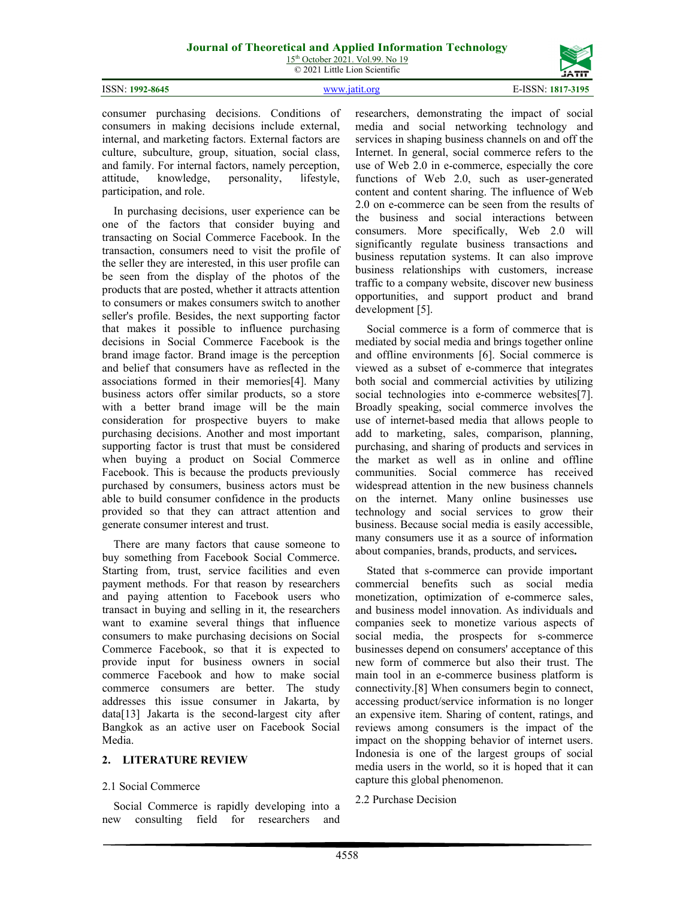consumer purchasing decisions. Conditions of consumers in making decisions include external, internal, and marketing factors. External factors are culture, subculture, group, situation, social class, and family. For internal factors, namely perception, attitude, knowledge, personality, lifestyle, participation, and role.

In purchasing decisions, user experience can be one of the factors that consider buying and transacting on Social Commerce Facebook. In the transaction, consumers need to visit the profile of the seller they are interested, in this user profile can be seen from the display of the photos of the products that are posted, whether it attracts attention to consumers or makes consumers switch to another seller's profile. Besides, the next supporting factor that makes it possible to influence purchasing decisions in Social Commerce Facebook is the brand image factor. Brand image is the perception and belief that consumers have as reflected in the associations formed in their memories[4]. Many business actors offer similar products, so a store with a better brand image will be the main consideration for prospective buyers to make purchasing decisions. Another and most important supporting factor is trust that must be considered when buying a product on Social Commerce Facebook. This is because the products previously purchased by consumers, business actors must be able to build consumer confidence in the products provided so that they can attract attention and generate consumer interest and trust.

There are many factors that cause someone to buy something from Facebook Social Commerce. Starting from, trust, service facilities and even payment methods. For that reason by researchers and paying attention to Facebook users who transact in buying and selling in it, the researchers want to examine several things that influence consumers to make purchasing decisions on Social Commerce Facebook, so that it is expected to provide input for business owners in social commerce Facebook and how to make social commerce consumers are better. The study addresses this issue consumer in Jakarta, by data[13] Jakarta is the second-largest city after Bangkok as an active user on Facebook Social Media.

## 2. LITERATURE REVIEW

### 2.1 Social Commerce

Social Commerce is rapidly developing into a new consulting field for researchers and researchers, demonstrating the impact of social media and social networking technology and services in shaping business channels on and off the Internet. In general, social commerce refers to the use of Web 2.0 in e-commerce, especially the core functions of Web 2.0, such as user-generated content and content sharing. The influence of Web 2.0 on e-commerce can be seen from the results of the business and social interactions between consumers. More specifically, Web 2.0 will significantly regulate business transactions and business reputation systems. It can also improve business relationships with customers, increase traffic to a company website, discover new business opportunities, and support product and brand development [5].

Social commerce is a form of commerce that is mediated by social media and brings together online and offline environments [6]. Social commerce is viewed as a subset of e-commerce that integrates both social and commercial activities by utilizing social technologies into e-commerce websites[7]. Broadly speaking, social commerce involves the use of internet-based media that allows people to add to marketing, sales, comparison, planning, purchasing, and sharing of products and services in the market as well as in online and offline communities. Social commerce has received widespread attention in the new business channels on the internet. Many online businesses use technology and social services to grow their business. Because social media is easily accessible, many consumers use it as a source of information about companies, brands, products, and services**.**

Stated that s-commerce can provide important commercial benefits such as social media monetization, optimization of e-commerce sales, and business model innovation. As individuals and companies seek to monetize various aspects of social media, the prospects for s-commerce businesses depend on consumers' acceptance of this new form of commerce but also their trust. The main tool in an e-commerce business platform is connectivity.[8] When consumers begin to connect, accessing product/service information is no longer an expensive item. Sharing of content, ratings, and reviews among consumers is the impact of the impact on the shopping behavior of internet users. Indonesia is one of the largest groups of social media users in the world, so it is hoped that it can capture this global phenomenon.

### 2.2 Purchase Decision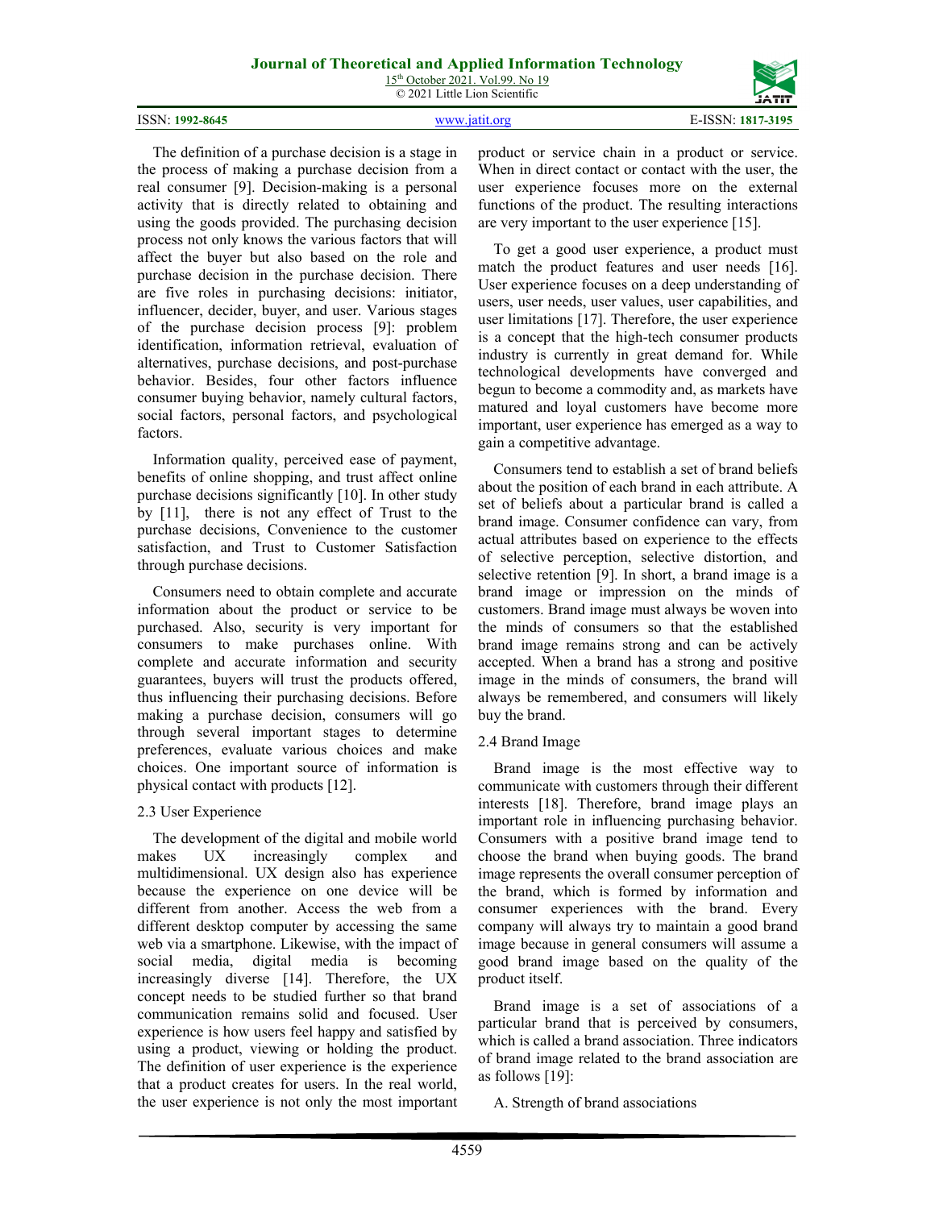The definition of a purchase decision is a stage in the process of making a purchase decision from a real consumer [9]. Decision-making is a personal activity that is directly related to obtaining and using the goods provided. The purchasing decision process not only knows the various factors that will affect the buyer but also based on the role and purchase decision in the purchase decision. There are five roles in purchasing decisions: initiator, influencer, decider, buyer, and user. Various stages of the purchase decision process [9]: problem identification, information retrieval, evaluation of alternatives, purchase decisions, and post-purchase behavior. Besides, four other factors influence consumer buying behavior, namely cultural factors, social factors, personal factors, and psychological factors.

Information quality, perceived ease of payment, benefits of online shopping, and trust affect online purchase decisions significantly [10]. In other study by [11], there is not any effect of Trust to the purchase decisions, Convenience to the customer satisfaction, and Trust to Customer Satisfaction through purchase decisions.

Consumers need to obtain complete and accurate information about the product or service to be purchased. Also, security is very important for consumers to make purchases online. With complete and accurate information and security guarantees, buyers will trust the products offered, thus influencing their purchasing decisions. Before making a purchase decision, consumers will go through several important stages to determine preferences, evaluate various choices and make choices. One important source of information is physical contact with products [12].

### 2.3 User Experience

The development of the digital and mobile world makes UX increasingly complex and multidimensional. UX design also has experience because the experience on one device will be different from another. Access the web from a different desktop computer by accessing the same web via a smartphone. Likewise, with the impact of social media, digital media is becoming increasingly diverse [14]. Therefore, the UX concept needs to be studied further so that brand communication remains solid and focused. User experience is how users feel happy and satisfied by using a product, viewing or holding the product. The definition of user experience is the experience that a product creates for users. In the real world, the user experience is not only the most important product or service chain in a product or service. When in direct contact or contact with the user, the user experience focuses more on the external functions of the product. The resulting interactions are very important to the user experience [15].

To get a good user experience, a product must match the product features and user needs [16]. User experience focuses on a deep understanding of users, user needs, user values, user capabilities, and user limitations [17]. Therefore, the user experience is a concept that the high-tech consumer products industry is currently in great demand for. While technological developments have converged and begun to become a commodity and, as markets have matured and loyal customers have become more important, user experience has emerged as a way to gain a competitive advantage.

Consumers tend to establish a set of brand beliefs about the position of each brand in each attribute. A set of beliefs about a particular brand is called a brand image. Consumer confidence can vary, from actual attributes based on experience to the effects of selective perception, selective distortion, and selective retention [9]. In short, a brand image is a brand image or impression on the minds of customers. Brand image must always be woven into the minds of consumers so that the established brand image remains strong and can be actively accepted. When a brand has a strong and positive image in the minds of consumers, the brand will always be remembered, and consumers will likely buy the brand.

### 2.4 Brand Image

Brand image is the most effective way to communicate with customers through their different interests [18]. Therefore, brand image plays an important role in influencing purchasing behavior. Consumers with a positive brand image tend to choose the brand when buying goods. The brand image represents the overall consumer perception of the brand, which is formed by information and consumer experiences with the brand. Every company will always try to maintain a good brand image because in general consumers will assume a good brand image based on the quality of the product itself.

Brand image is a set of associations of a particular brand that is perceived by consumers, which is called a brand association. Three indicators of brand image related to the brand association are as follows [19]:

A. Strength of brand associations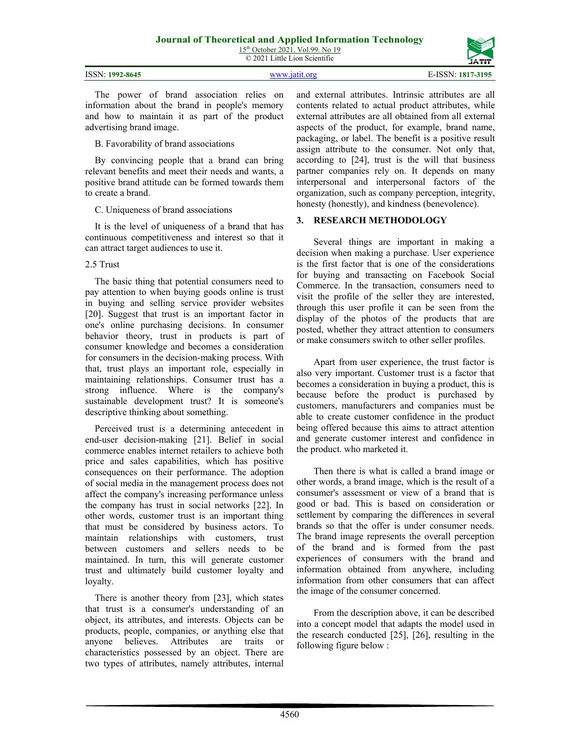The power of brand association relies on information about the brand in people's memory and how to maintain it as part of the product advertising brand image.

B. Favorability of brand associations

By convincing people that a brand can bring relevant benefits and meet their needs and wants, a positive brand attitude can be formed towards them to create a brand.

C. Uniqueness of brand associations

It is the level of uniqueness of a brand that has continuous competitiveness and interest so that it can attract target audiences to use it.

### 2.5 Trust

The basic thing that potential consumers need to pay attention to when buying goods online is trust in buying and selling service provider websites [20]. Suggest that trust is an important factor in one's online purchasing decisions. In consumer behavior theory, trust in products is part of consumer knowledge and becomes a consideration for consumers in the decision-making process. With that, trust plays an important role, especially in maintaining relationships. Consumer trust has a strong influence. Where is the company's sustainable development trust? It is someone's descriptive thinking about something.

Perceived trust is a determining antecedent in end-user decision-making [21]. Belief in social commerce enables internet retailers to achieve both price and sales capabilities, which has positive consequences on their performance. The adoption of social media in the management process does not affect the company's increasing performance unless the company has trust in social networks [22]. In other words, customer trust is an important thing that must be considered by business actors. To maintain relationships with customers, trust between customers and sellers needs to be maintained. In turn, this will generate customer trust and ultimately build customer loyalty and loyalty.

There is another theory from [23], which states that trust is a consumer's understanding of an object, its attributes, and interests. Objects can be products, people, companies, or anything else that anyone believes. Attributes are traits or characteristics possessed by an object. There are two types of attributes, namely attributes, internal and external attributes. Intrinsic attributes are all contents related to actual product attributes, while external attributes are all obtained from all external aspects of the product, for example, brand name, packaging, or label. The benefit is a positive result assign attribute to the consumer. Not only that, according to [24], trust is the will that business partner companies rely on. It depends on many interpersonal and interpersonal factors of the organization, such as company perception, integrity, honesty (honestly), and kindness (benevolence).

## 3. RESEARCH METHODOLOGY

Several things are important in making a decision when making a purchase. User experience is the first factor that is one of the considerations for buying and transacting on Facebook Social Commerce. In the transaction, consumers need to visit the profile of the seller they are interested, through this user profile it can be seen from the display of the photos of the products that are posted, whether they attract attention to consumers or make consumers switch to other seller profiles.

Apart from user experience, the trust factor is also very important. Customer trust is a factor that becomes a consideration in buying a product, this is because before the product is purchased by customers, manufacturers and companies must be able to create customer confidence in the product being offered because this aims to attract attention and generate customer interest and confidence in the product. who marketed it.

Then there is what is called a brand image or other words, a brand image, which is the result of a consumer's assessment or view of a brand that is good or bad. This is based on consideration or settlement by comparing the differences in several brands so that the offer is under consumer needs. The brand image represents the overall perception of the brand and is formed from the past experiences of consumers with the brand and information obtained from anywhere, including information from other consumers that can affect the image of the consumer concerned.

From the description above, it can be described into a concept model that adapts the model used in the research conducted [25], [26], resulting in the following figure below :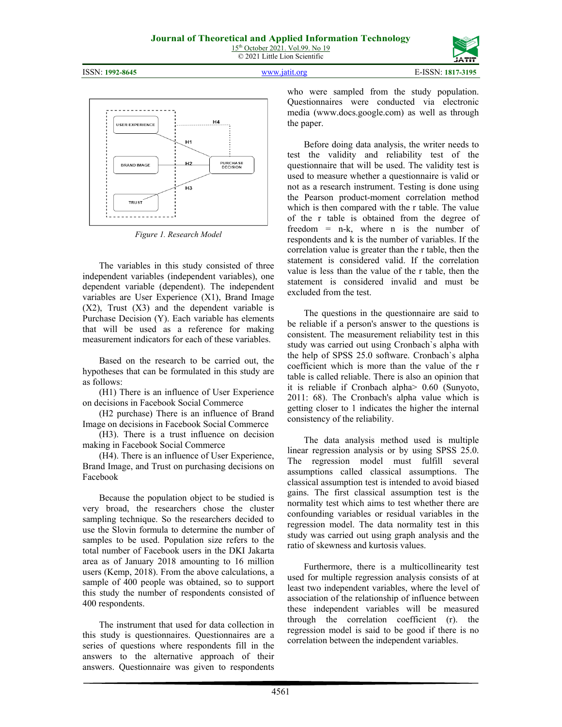USER EXPERIENCE

BRAND IMAGE

TRUST

PURCHASE DECISION

H1

H2

H3

H4

*Figure 1. Research Model*

The variables in this study consisted of three independent variables (independent variables), one dependent variable (dependent). The independent variables are User Experience (X1), Brand Image (X2), Trust (X3) and the dependent variable is Purchase Decision (Y). Each variable has elements that will be used as a reference for making measurement indicators for each of these variables.

Based on the research to be carried out, the hypotheses that can be formulated in this study are as follows:

(H1) There is an influence of User Experience on decisions in Facebook Social Commerce

(H2 purchase) There is an influence of Brand Image on decisions in Facebook Social Commerce

(H3). There is a trust influence on decision making in Facebook Social Commerce

(H4). There is an influence of User Experience, Brand Image, and Trust on purchasing decisions on Facebook

Because the population object to be studied is very broad, the researchers chose the cluster sampling technique. So the researchers decided to use the Slovin formula to determine the number of samples to be used. Population size refers to the total number of Facebook users in the DKI Jakarta area as of January 2018 amounting to 16 million users (Kemp, 2018). From the above calculations, a sample of 400 people was obtained, so to support this study the number of respondents consisted of 400 respondents.

The instrument that used for data collection in this study is questionnaires. Questionnaires are a series of questions where respondents fill in the answers to the alternative approach of their answers. Questionnaire was given to respondents who were sampled from the study population. Questionnaires were conducted via electronic media (www.docs.google.com) as well as through the paper.

Before doing data analysis, the writer needs to test the validity and reliability test of the questionnaire that will be used. The validity test is used to measure whether a questionnaire is valid or not as a research instrument. Testing is done using the Pearson product-moment correlation method which is then compared with the r table. The value of the r table is obtained from the degree of freedom = n-k, where n is the number of respondents and k is the number of variables. If the correlation value is greater than the r table, then the statement is considered valid. If the correlation value is less than the value of the r table, then the statement is considered invalid and must be excluded from the test.

The questions in the questionnaire are said to be reliable if a person's answer to the questions is consistent. The measurement reliability test in this study was carried out using Cronbach`s alpha with the help of SPSS 25.0 software. Cronbach`s alpha coefficient which is more than the value of the r table is called reliable. There is also an opinion that it is reliable if Cronbach alpha> 0.60 (Sunyoto, 2011: 68). The Cronbach's alpha value which is getting closer to 1 indicates the higher the internal consistency of the reliability.

The data analysis method used is multiple linear regression analysis or by using SPSS 25.0. The regression model must fulfill several assumptions called classical assumptions. The classical assumption test is intended to avoid biased gains. The first classical assumption test is the normality test which aims to test whether there are confounding variables or residual variables in the regression model. The data normality test in this study was carried out using graph analysis and the ratio of skewness and kurtosis values.

Furthermore, there is a multicollinearity test used for multiple regression analysis consists of at least two independent variables, where the level of association of the relationship of influence between these independent variables will be measured through the correlation coefficient (r). the regression model is said to be good if there is no correlation between the independent variables.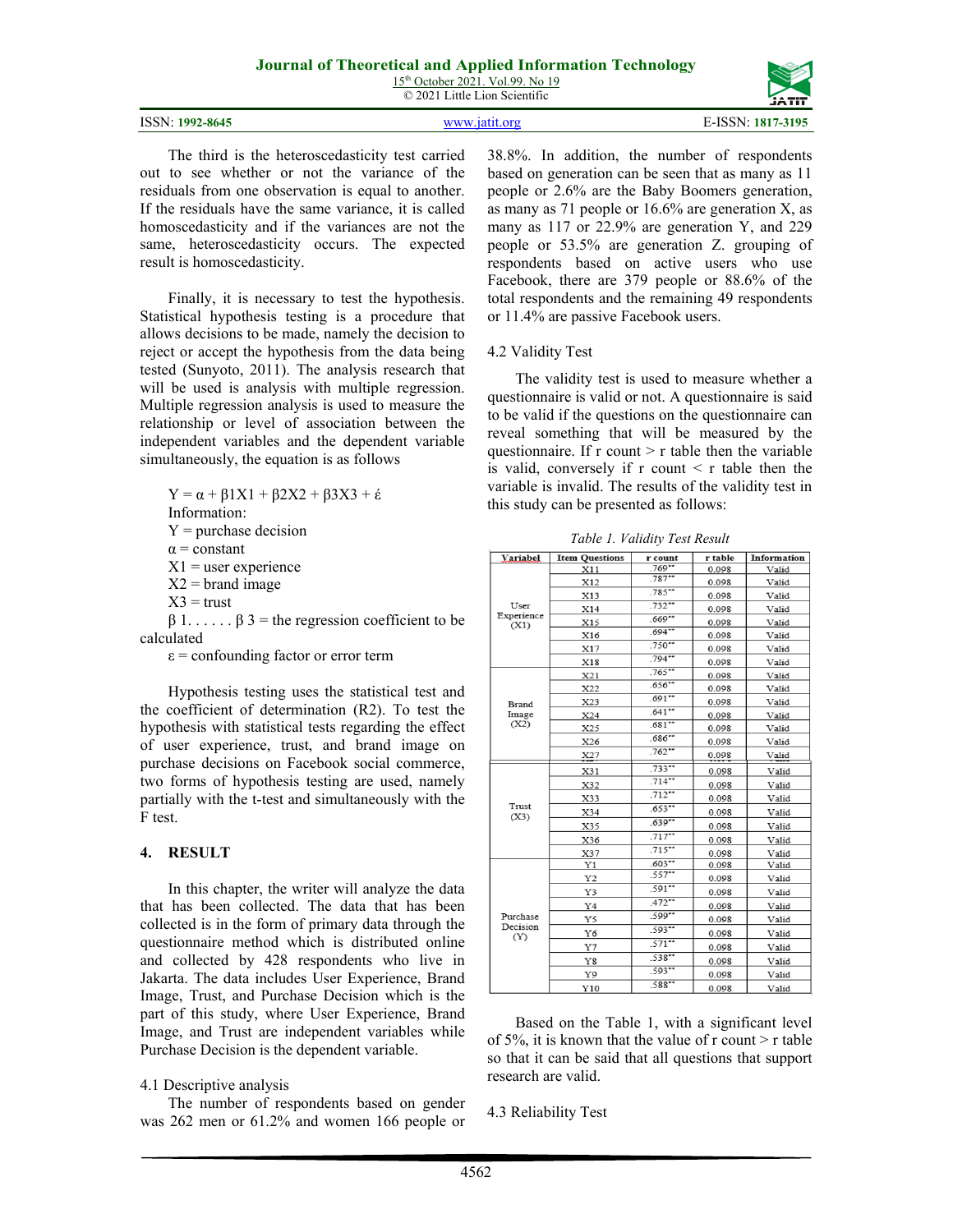The third is the heteroscedasticity test carried out to see whether or not the variance of the residuals from one observation is equal to another. If the residuals have the same variance, it is called homoscedasticity and if the variances are not the same, heteroscedasticity occurs. The expected result is homoscedasticity.

Finally, it is necessary to test the hypothesis. Statistical hypothesis testing is a procedure that allows decisions to be made, namely the decision to reject or accept the hypothesis from the data being tested (Sunyoto, 2011). The analysis research that will be used is analysis with multiple regression. Multiple regression analysis is used to measure the relationship or level of association between the independent variables and the dependent variable simultaneously, the equation is as follows

$$Y = \alpha + \beta 1X1 + \beta 2X2 + \beta 3X3 + \acute{\varepsilon}$$

Information:

Y = purchase decision

α = constant

X1 = user experience

X2 = brand image

X3 = trust

β 1. . . . . . β 3 = the regression coefficient to be calculated

ε = confounding factor or error term

Hypothesis testing uses the statistical test and the coefficient of determination (R2). To test the hypothesis with statistical tests regarding the effect of user experience, trust, and brand image on purchase decisions on Facebook social commerce, two forms of hypothesis testing are used, namely partially with the t-test and simultaneously with the F test.

## 4. RESULT

In this chapter, the writer will analyze the data that has been collected. The data that has been collected is in the form of primary data through the questionnaire method which is distributed online and collected by 428 respondents who live in Jakarta. The data includes User Experience, Brand Image, Trust, and Purchase Decision which is the part of this study, where User Experience, Brand Image, and Trust are independent variables while Purchase Decision is the dependent variable.

### 4.1 Descriptive analysis

The number of respondents based on gender was 262 men or 61.2% and women 166 people or 38.8%. In addition, the number of respondents based on generation can be seen that as many as 11 people or 2.6% are the Baby Boomers generation, as many as 71 people or 16.6% are generation X, as many as 117 or 22.9% are generation Y, and 229 people or 53.5% are generation Z. grouping of respondents based on active users who use Facebook, there are 379 people or 88.6% of the total respondents and the remaining 49 respondents or 11.4% are passive Facebook users.

### 4.2 Validity Test

The validity test is used to measure whether a questionnaire is valid or not. A questionnaire is said to be valid if the questions on the questionnaire can reveal something that will be measured by the questionnaire. If r count > r table then the variable is valid, conversely if r count < r table then the variable is invalid. The results of the validity test in this study can be presented as follows:

*Table 1. Validity Test Result*

| Variabel | Item Questions | r count | r table | Information |
|---|---|---|---|---|
| User Experience (X1) | X11 | .769** | 0.098 | Valid |
| | X12 | .787** | 0.098 | Valid |
| | X13 | .785** | 0.098 | Valid |
| | X14 | .732** | 0.098 | Valid |
| | X15 | .669** | 0.098 | Valid |
| | X16 | .694** | 0.098 | Valid |
| | X17 | .750** | 0.098 | Valid |
| | X18 | .794** | 0.098 | Valid |
| Brand Image (X2) | X21 | .765** | 0.098 | Valid |
| | X22 | .656** | 0.098 | Valid |
| | X23 | .691** | 0.098 | Valid |
| | X24 | .641** | 0.098 | Valid |
| | X25 | .681** | 0.098 | Valid |
| | X26 | .686** | 0.098 | Valid |
| | X27 | .762** | 0.098 | Valid |
| Trust (X3) | X31 | .733** | 0.098 | Valid |
| | X32 | .714** | 0.098 | Valid |
| | X33 | .712** | 0.098 | Valid |
| | X34 | .653** | 0.098 | Valid |
| | X35 | .639** | 0.098 | Valid |
| | X36 | .717** | 0.098 | Valid |
| | X37 | .715** | 0.098 | Valid |
| Purchase Decision (Y) | Y1 | .603** | 0.098 | Valid |
| | Y2 | .557** | 0.098 | Valid |
| | Y3 | .591** | 0.098 | Valid |
| | Y4 | .472** | 0.098 | Valid |
| | Y5 | .599** | 0.098 | Valid |
| | Y6 | .593** | 0.098 | Valid |
| | Y7 | .571** | 0.098 | Valid |
| | Y8 | .538** | 0.098 | Valid |
| | Y9 | .593** | 0.098 | Valid |
| | Y10 | .588** | 0.098 | Valid |

Based on the Table 1, with a significant level of 5%, it is known that the value of r count > r table so that it can be said that all questions that support research are valid.

### 4.3 Reliability Test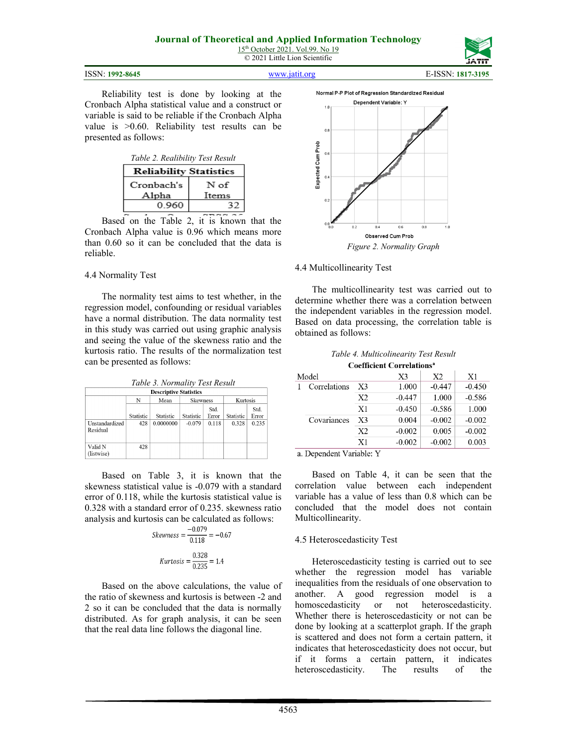Reliability test is done by looking at the Cronbach Alpha statistical value and a construct or variable is said to be reliable if the Cronbach Alpha value is >0.60. Reliability test results can be presented as follows:

*Table 2. Realibility Test Result*

| Reliability Statistics | |
|---|---|
| Cronbach's Alpha | N of Items |
| 0.960 | 32 |

Based on the Table 2, it is known that the Cronbach Alpha value is 0.96 which means more than 0.60 so it can be concluded that the data is reliable.

4.4 Normality Test

The normality test aims to test whether, in the regression model, confounding or residual variables have a normal distribution. The data normality test in this study was carried out using graphic analysis and seeing the value of the skewness ratio and the kurtosis ratio. The results of the normalization test can be presented as follows:

*Table 3. Normality Test Result*

| Descriptive Statistics | N | Mean | Skewness | | Kurtosis | |
|---|---|---|---|---|---|---|
| | Statistic | Statistic | Statistic | Std. Error | Statistic | Std. Error |
| Unstandardized Residual | 428 | 0.0000000 | -0.079 | 0.118 | 0.328 | 0.235 |
| Valid N (listwise) | 428 | | | | | |

Based on Table 3, it is known that the skewness statistical value is -0.079 with a standard error of 0.118, while the kurtosis statistical value is 0.328 with a standard error of 0.235. skewness ratio analysis and kurtosis can be calculated as follows:

$$Skewness = \frac{-0.079}{0.118} = -0.67$$

$$Kurtosis = \frac{0.328}{0.235} = 1.4$$

Based on the above calculations, the value of the ratio of skewness and kurtosis is between -2 and 2 so it can be concluded that the data is normally distributed. As for graph analysis, it can be seen that the real data line follows the diagonal line.

Normal P-P Plot of Regression Standardized Residual

Dependent Variable: Y

Expected Cum Prob

Observed Cum Prob

0.0
0.2
0.4
0.6
0.8
1.0

*Figure 2. Normality Graph*

4.4 Multicollinearity Test

The multicollinearity test was carried out to determine whether there was a correlation between the independent variables in the regression model. Based on data processing, the correlation table is obtained as follows:

*Table 4. Multicolinearity Test Result*

**Coefficient Correlations[a]**

| Model | | | X3 | X2 | X1 |
|---|---|---|---|---|---|
| 1 | Correlations | X3 | 1.000 | -0.447 | -0.450 |
| | | X2 | -0.447 | 1.000 | -0.586 |
| | | X1 | -0.450 | -0.586 | 1.000 |
| | Covariances | X3 | 0.004 | -0.002 | -0.002 |
| | | X2 | -0.002 | 0.005 | -0.002 |
| | | X1 | -0.002 | -0.002 | 0.003 |

a. Dependent Variable: Y

Based on Table 4, it can be seen that the correlation value between each independent variable has a value of less than 0.8 which can be concluded that the model does not contain Multicollinearity.

4.5 Heteroscedasticity Test

Heteroscedasticity testing is carried out to see whether the regression model has variable inequalities from the residuals of one observation to another. A good regression model is a homoscedasticity or not heteroscedasticity. Whether there is heteroscedasticity or not can be done by looking at a scatterplot graph. If the graph is scattered and does not form a certain pattern, it indicates that heteroscedasticity does not occur, but if it forms a certain pattern, it indicates heteroscedasticity. The results of the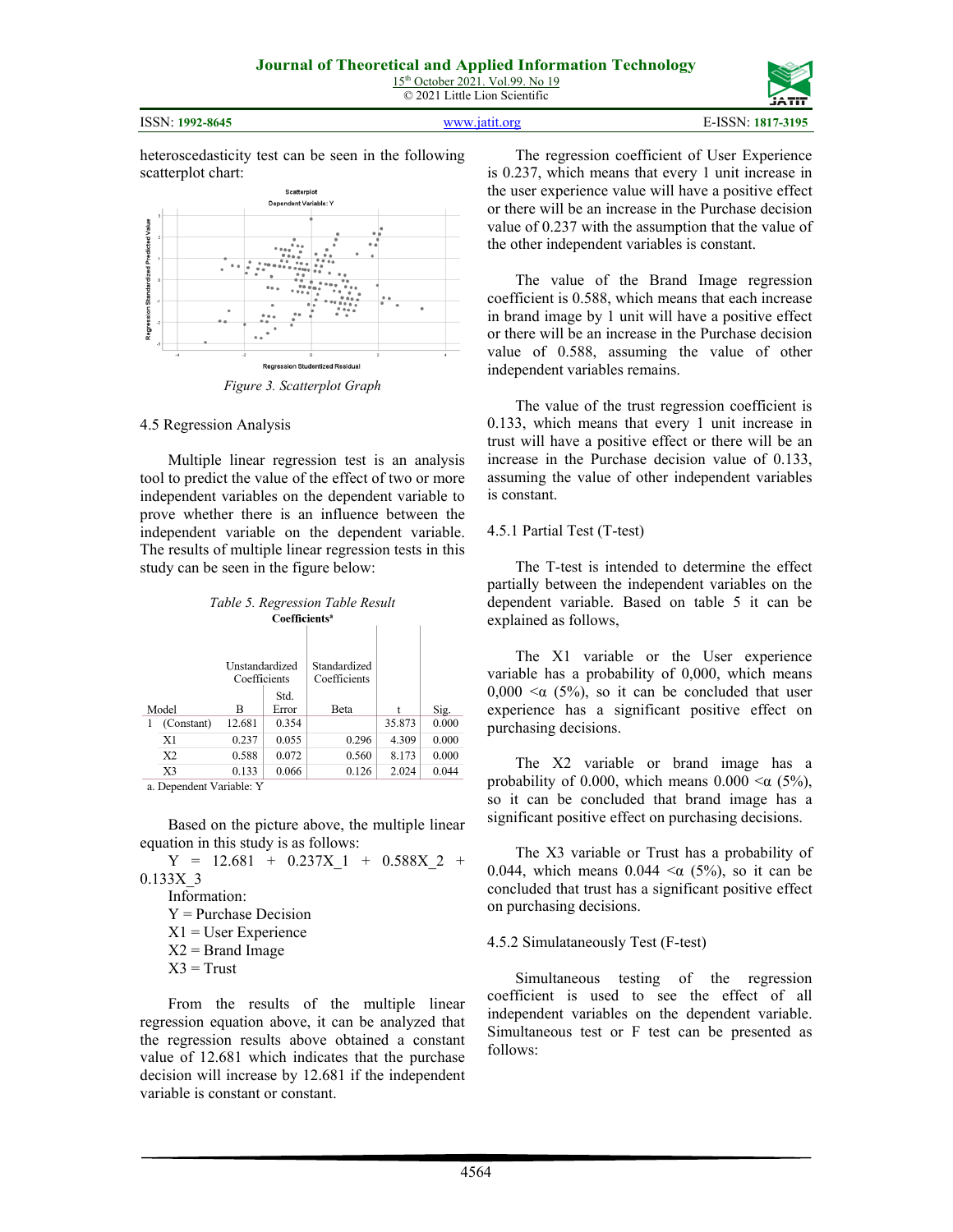heteroscedasticity test can be seen in the following scatterplot chart:

Scatterplot

Dependent Variable: Y

Regression Standardized Predicted Value

Regression Studentized Residual

-4 -2 0 2 4

3 2 1 0 -1 -2 -3

*Figure 3. Scatterplot Graph*

4.5 Regression Analysis

Multiple linear regression test is an analysis tool to predict the value of the effect of two or more independent variables on the dependent variable to prove whether there is an influence between the independent variable on the dependent variable. The results of multiple linear regression tests in this study can be seen in the figure below:

*Table 5. Regression Table Result*

**Coefficients[a]**

| Model | | Unstandardized Coefficients | | Standardized Coefficients | t | Sig. |
|---|---|---|---|---|---|---|
| | | B | Std. Error | Beta | | |
| 1 | (Constant) | 12.681 | 0.354 | | 35.873 | 0.000 |
| | X1 | 0.237 | 0.055 | 0.296 | 4.309 | 0.000 |
| | X2 | 0.588 | 0.072 | 0.560 | 8.173 | 0.000 |
| | X3 | 0.133 | 0.066 | 0.126 | 2.024 | 0.044 |

a. Dependent Variable: Y

Based on the picture above, the multiple linear equation in this study is as follows:

$Y = 12.681 + 0.237X_1 + 0.588X_2 + 0.133X_3$

Information:

Y = Purchase Decision

X1 = User Experience

X2 = Brand Image

X3 = Trust

From the results of the multiple linear regression equation above, it can be analyzed that the regression results above obtained a constant value of 12.681 which indicates that the purchase decision will increase by 12.681 if the independent variable is constant or constant.

The regression coefficient of User Experience is 0.237, which means that every 1 unit increase in the user experience value will have a positive effect or there will be an increase in the Purchase decision value of 0.237 with the assumption that the value of the other independent variables is constant.

The value of the Brand Image regression coefficient is 0.588, which means that each increase in brand image by 1 unit will have a positive effect or there will be an increase in the Purchase decision value of 0.588, assuming the value of other independent variables remains.

The value of the trust regression coefficient is 0.133, which means that every 1 unit increase in trust will have a positive effect or there will be an increase in the Purchase decision value of 0.133, assuming the value of other independent variables is constant.

4.5.1 Partial Test (T-test)

The T-test is intended to determine the effect partially between the independent variables on the dependent variable. Based on table 5 it can be explained as follows,

The X1 variable or the User experience variable has a probability of 0,000, which means 0,000 $< \alpha$ (5%), so it can be concluded that user experience has a significant positive effect on purchasing decisions.

The X2 variable or brand image has a probability of 0.000, which means 0.000 $< \alpha$ (5%), so it can be concluded that brand image has a significant positive effect on purchasing decisions.

The X3 variable or Trust has a probability of 0.044, which means 0.044 $< \alpha$ (5%), so it can be concluded that trust has a significant positive effect on purchasing decisions.

4.5.2 Simulataneously Test (F-test)

Simultaneous testing of the regression coefficient is used to see the effect of all independent variables on the dependent variable. Simultaneous test or F test can be presented as follows: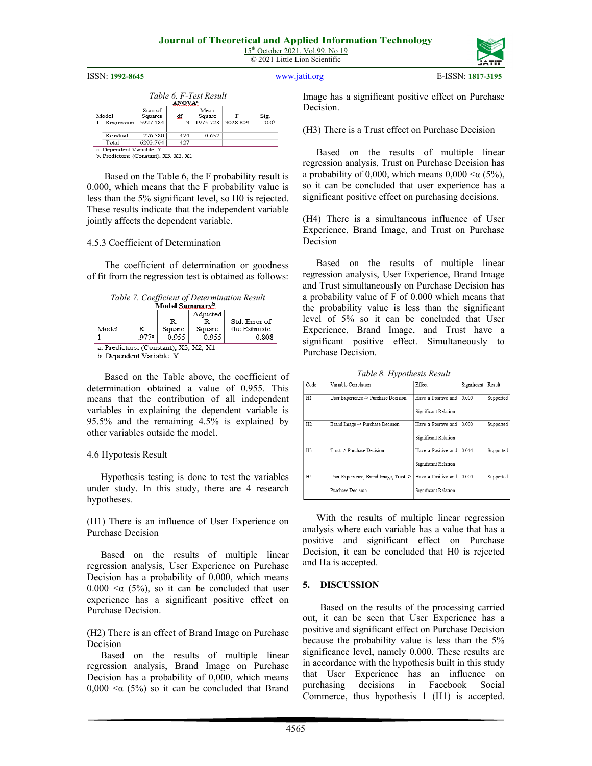*Table 6. F-Test Result*

**ANOVA[a]**

| Model | | Sum of Squares | df | Mean Square | F | Sig. |
|---|---|---|---|---|---|---|
| 1 | Regression | 5927.184 | 3 | 1975.728 | 3028.809 | .000[b] |
| | Residual | 276.580 | 424 | 0.652 | | |
| | Total | 6203.764 | 427 | | | |

a. Dependent Variable: Y

b. Predictors: (Constant), X3, X2, X1

Based on the Table 6, the F probability result is 0.000, which means that the F probability value is less than the 5% significant level, so H0 is rejected. These results indicate that the independent variable jointly affects the dependent variable.

4.5.3 Coefficient of Determination

The coefficient of determination or goodness of fit from the regression test is obtained as follows:

*Table 7. Coefficient of Determination Result*

**Model Summary[b]**

| Model | R | R Square | Adjusted R Square | Std. Error of the Estimate |
|---|---|---|---|---|
| 1 | .977[a] | 0.955 | 0.955 | 0.808 |

a. Predictors: (Constant), X3, X2, X1

b. Dependent Variable: Y

Based on the Table above, the coefficient of determination obtained a value of 0.955. This means that the contribution of all independent variables in explaining the dependent variable is 95.5% and the remaining 4.5% is explained by other variables outside the model.

4.6 Hypotesis Result

Hypothesis testing is done to test the variables under study. In this study, there are 4 research hypotheses.

(H1) There is an influence of User Experience on Purchase Decision

Based on the results of multiple linear regression analysis, User Experience on Purchase Decision has a probability of 0.000, which means 0.000 <α (5%), so it can be concluded that user experience has a significant positive effect on Purchase Decision.

(H2) There is an effect of Brand Image on Purchase Decision

Based on the results of multiple linear regression analysis, Brand Image on Purchase Decision has a probability of 0,000, which means 0,000 <α (5%) so it can be concluded that Brand Image has a significant positive effect on Purchase Decision.

(H3) There is a Trust effect on Purchase Decision

Based on the results of multiple linear regression analysis, Trust on Purchase Decision has a probability of 0,000, which means 0,000 <α (5%), so it can be concluded that user experience has a significant positive effect on purchasing decisions.

(H4) There is a simultaneous influence of User Experience, Brand Image, and Trust on Purchase Decision

Based on the results of multiple linear regression analysis, User Experience, Brand Image and Trust simultaneously on Purchase Decision has a probability value of F of 0.000 which means that the probability value is less than the significant level of 5% so it can be concluded that User Experience, Brand Image, and Trust have a significant positive effect. Simultaneously to Purchase Decision.

*Table 8. Hypothesis Result*

| Code | Variable Correlation | Effect | Significant | Result |
|---|---|---|---|---|
| H1 | User Experience -> Purchase Decision | Have a Positive and Significant Relation | 0.000 | Supported |
| H2 | Brand Image -> Purchase Decision | Have a Positive and Significant Relation | 0.000 | Supported |
| H3 | Trust -> Purchase Decision | Have a Positive and Significant Relation | 0.044 | Supported |
| H4 | User Experience, Brand Image, Trust -> Purchase Decision | Have a Positive and Significant Relation | 0.000 | Supported |

With the results of multiple linear regression analysis where each variable has a value that has a positive and significant effect on Purchase Decision, it can be concluded that H0 is rejected and Ha is accepted.

## 5. DISCUSSION

Based on the results of the processing carried out, it can be seen that User Experience has a positive and significant effect on Purchase Decision because the probability value is less than the 5% significance level, namely 0.000. These results are in accordance with the hypothesis built in this study that User Experience has an influence on purchasing decisions in Facebook Social Commerce, thus hypothesis 1 (H1) is accepted.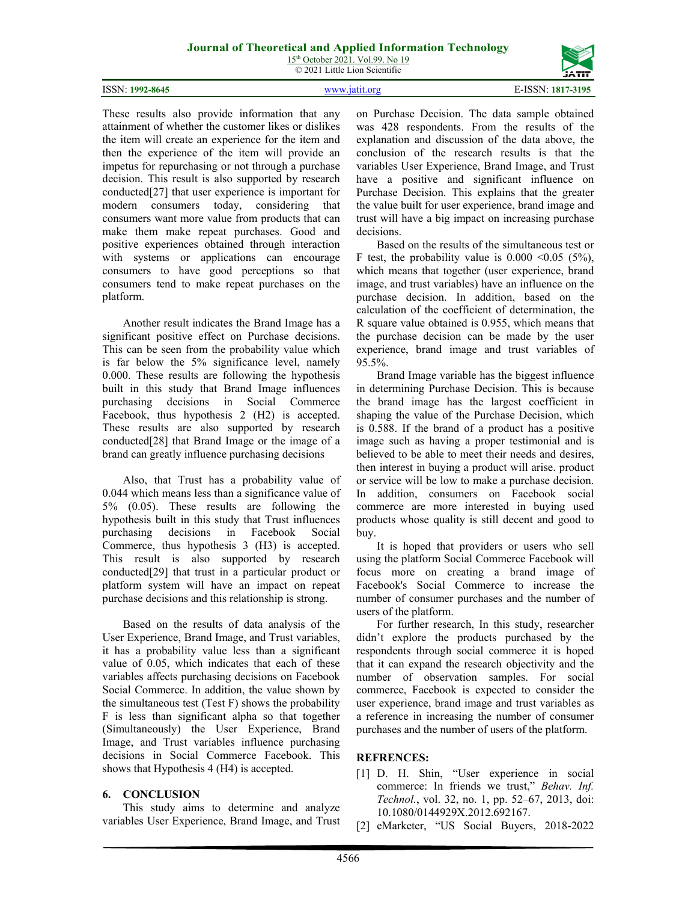These results also provide information that any attainment of whether the customer likes or dislikes the item will create an experience for the item and then the experience of the item will provide an impetus for repurchasing or not through a purchase decision. This result is also supported by research conducted[27] that user experience is important for modern consumers today, considering that consumers want more value from products that can make them make repeat purchases. Good and positive experiences obtained through interaction with systems or applications can encourage consumers to have good perceptions so that consumers tend to make repeat purchases on the platform.

Another result indicates the Brand Image has a significant positive effect on Purchase decisions. This can be seen from the probability value which is far below the 5% significance level, namely 0.000. These results are following the hypothesis built in this study that Brand Image influences purchasing decisions in Social Commerce Facebook, thus hypothesis 2 (H2) is accepted. These results are also supported by research conducted[28] that Brand Image or the image of a brand can greatly influence purchasing decisions

Also, that Trust has a probability value of 0.044 which means less than a significance value of 5% (0.05). These results are following the hypothesis built in this study that Trust influences purchasing decisions in Facebook Social Commerce, thus hypothesis 3 (H3) is accepted. This result is also supported by research conducted[29] that trust in a particular product or platform system will have an impact on repeat purchase decisions and this relationship is strong.

Based on the results of data analysis of the User Experience, Brand Image, and Trust variables, it has a probability value less than a significant value of 0.05, which indicates that each of these variables affects purchasing decisions on Facebook Social Commerce. In addition, the value shown by the simultaneous test (Test F) shows the probability F is less than significant alpha so that together (Simultaneously) the User Experience, Brand Image, and Trust variables influence purchasing decisions in Social Commerce Facebook. This shows that Hypothesis 4 (H4) is accepted.

## 6. CONCLUSION

This study aims to determine and analyze variables User Experience, Brand Image, and Trust on Purchase Decision. The data sample obtained was 428 respondents. From the results of the explanation and discussion of the data above, the conclusion of the research results is that the variables User Experience, Brand Image, and Trust have a positive and significant influence on Purchase Decision. This explains that the greater the value built for user experience, brand image and trust will have a big impact on increasing purchase decisions.

Based on the results of the simultaneous test or F test, the probability value is 0.000 <0.05 (5%), which means that together (user experience, brand image, and trust variables) have an influence on the purchase decision. In addition, based on the calculation of the coefficient of determination, the R square value obtained is 0.955, which means that the purchase decision can be made by the user experience, brand image and trust variables of 95.5%.

Brand Image variable has the biggest influence in determining Purchase Decision. This is because the brand image has the largest coefficient in shaping the value of the Purchase Decision, which is 0.588. If the brand of a product has a positive image such as having a proper testimonial and is believed to be able to meet their needs and desires, then interest in buying a product will arise. product or service will be low to make a purchase decision. In addition, consumers on Facebook social commerce are more interested in buying used products whose quality is still decent and good to buy.

It is hoped that providers or users who sell using the platform Social Commerce Facebook will focus more on creating a brand image of Facebook's Social Commerce to increase the number of consumer purchases and the number of users of the platform.

For further research, In this study, researcher didn't explore the products purchased by the respondents through social commerce it is hoped that it can expand the research objectivity and the number of observation samples. For social commerce, Facebook is expected to consider the user experience, brand image and trust variables as a reference in increasing the number of consumer purchases and the number of users of the platform.

## REFRENCES:

[1] D. H. Shin, "User experience in social commerce: In friends we trust," *Behav. Inf. Technol.*, vol. 32, no. 1, pp. 52–67, 2013, doi: 10.1080/0144929X.2012.692167.

[2] eMarketer, "US Social Buyers, 2018-2022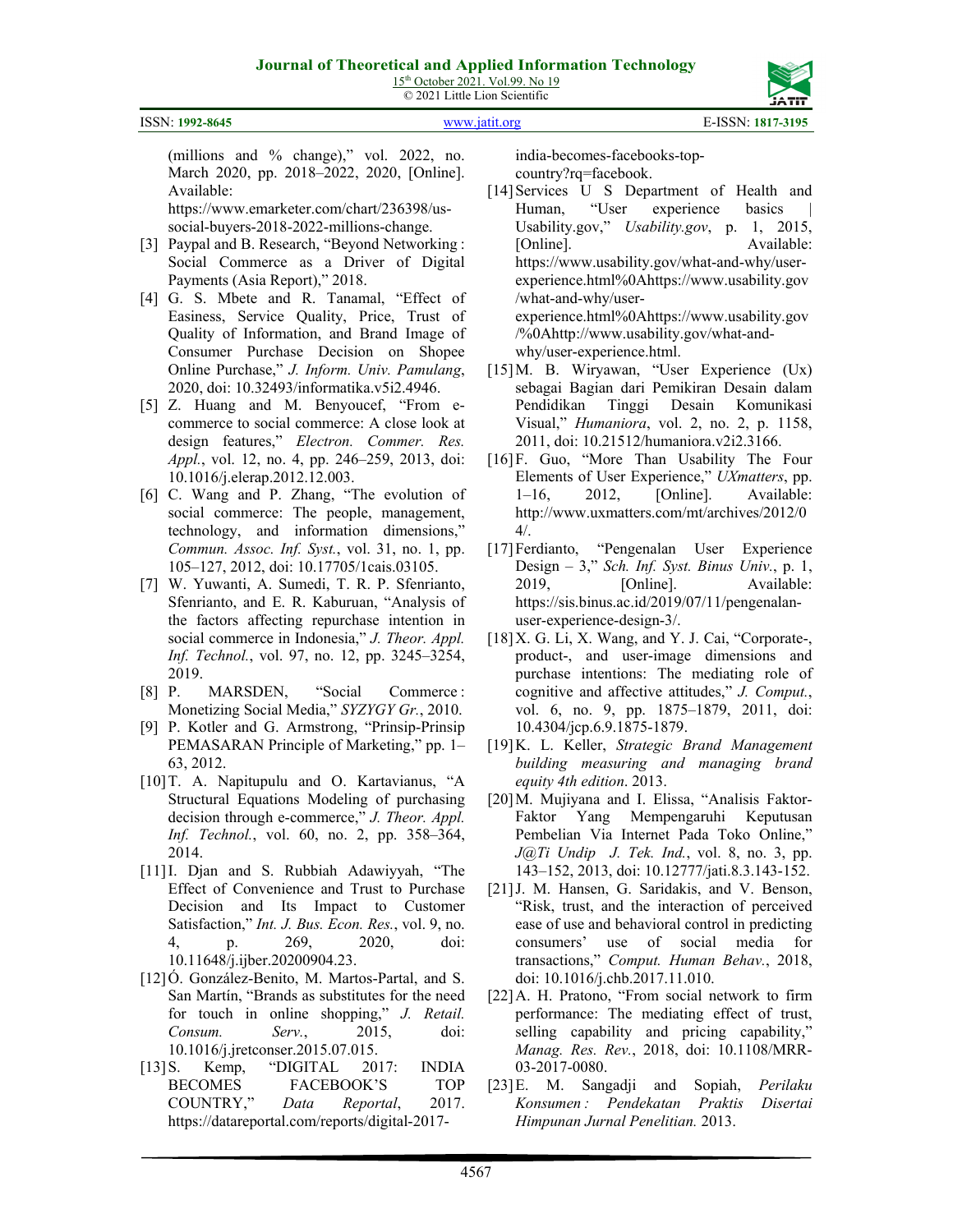(millions and % change)," vol. 2022, no. March 2020, pp. 2018–2022, 2020, [Online]. Available: https://www.emarketer.com/chart/236398/us-social-buyers-2018-2022-millions-change.

[3] Paypal and B. Research, "Beyond Networking : Social Commerce as a Driver of Digital Payments (Asia Report)," 2018.

[4] G. S. Mbete and R. Tanamal, "Effect of Easiness, Service Quality, Price, Trust of Quality of Information, and Brand Image of Consumer Purchase Decision on Shopee Online Purchase," *J. Inform. Univ. Pamulang*, 2020, doi: 10.32493/informatika.v5i2.4946.

[5] Z. Huang and M. Benyoucef, "From e-commerce to social commerce: A close look at design features," *Electron. Commer. Res. Appl.*, vol. 12, no. 4, pp. 246–259, 2013, doi: 10.1016/j.elerap.2012.12.003.

[6] C. Wang and P. Zhang, "The evolution of social commerce: The people, management, technology, and information dimensions," *Commun. Assoc. Inf. Syst.*, vol. 31, no. 1, pp. 105–127, 2012, doi: 10.17705/1cais.03105.

[7] W. Yuwanti, A. Sumedi, T. R. P. Sfenrianto, Sfenrianto, and E. R. Kaburuan, "Analysis of the factors affecting repurchase intention in social commerce in Indonesia," *J. Theor. Appl. Inf. Technol.*, vol. 97, no. 12, pp. 3245–3254, 2019.

[8] P. MARSDEN, "Social Commerce : Monetizing Social Media," *SYZYGY Gr.*, 2010.

[9] P. Kotler and G. Armstrong, "Prinsip-Prinsip PEMASARAN Principle of Marketing," pp. 1–63, 2012.

[10] T. A. Napitupulu and O. Kartavianus, "A Structural Equations Modeling of purchasing decision through e-commerce," *J. Theor. Appl. Inf. Technol.*, vol. 60, no. 2, pp. 358–364, 2014.

[11] I. Djan and S. Rubbiah Adawiyyah, "The Effect of Convenience and Trust to Purchase Decision and Its Impact to Customer Satisfaction," *Int. J. Bus. Econ. Res.*, vol. 9, no. 4, p. 269, 2020, doi: 10.11648/j.ijber.20200904.23.

[12] Ó. González-Benito, M. Martos-Partal, and S. San Martín, "Brands as substitutes for the need for touch in online shopping," *J. Retail. Consum. Serv.*, 2015, doi: 10.1016/j.jretconser.2015.07.015.

[13] S. Kemp, "DIGITAL 2017: INDIA BECOMES FACEBOOK'S TOP COUNTRY," *Data Reportal*, 2017. https://datareportal.com/reports/digital-2017-india-becomes-facebooks-top-country?rq=facebook.

[14] Services U S Department of Health and Human, "User experience basics | Usability.gov," *Usability.gov*, p. 1, 2015, [Online]. Available: https://www.usability.gov/what-and-why/user-experience.html%0Ahttps://www.usability.gov/what-and-why/user-experience.html%0Ahttps://www.usability.gov/%0Ahttp://www.usability.gov/what-and-why/user-experience.html.

[15] M. B. Wiryawan, "User Experience (Ux) sebagai Bagian dari Pemikiran Desain dalam Pendidikan Tinggi Desain Komunikasi Visual," *Humaniora*, vol. 2, no. 2, p. 1158, 2011, doi: 10.21512/humaniora.v2i2.3166.

[16] F. Guo, "More Than Usability The Four Elements of User Experience," *UXmatters*, pp. 1–16, 2012, [Online]. Available: http://www.uxmatters.com/mt/archives/2012/04/.

[17] Ferdianto, "Pengenalan User Experience Design – 3," *Sch. Inf. Syst. Binus Univ.*, p. 1, 2019, [Online]. Available: https://sis.binus.ac.id/2019/07/11/pengenalan-user-experience-design-3/.

[18] X. G. Li, X. Wang, and Y. J. Cai, "Corporate-, product-, and user-image dimensions and purchase intentions: The mediating role of cognitive and affective attitudes," *J. Comput.*, vol. 6, no. 9, pp. 1875–1879, 2011, doi: 10.4304/jcp.6.9.1875-1879.

[19] K. L. Keller, *Strategic Brand Management building measuring and managing brand equity 4th edition*. 2013.

[20] M. Mujiyana and I. Elissa, "Analisis Faktor-Faktor Yang Mempengaruhi Keputusan Pembelian Via Internet Pada Toko Online," *J@Ti Undip J. Tek. Ind.*, vol. 8, no. 3, pp. 143–152, 2013, doi: 10.12777/jati.8.3.143-152.

[21] J. M. Hansen, G. Saridakis, and V. Benson, "Risk, trust, and the interaction of perceived ease of use and behavioral control in predicting consumers' use of social media for transactions," *Comput. Human Behav.*, 2018, doi: 10.1016/j.chb.2017.11.010.

[22] A. H. Pratono, "From social network to firm performance: The mediating effect of trust, selling capability and pricing capability," *Manag. Res. Rev.*, 2018, doi: 10.1108/MRR-03-2017-0080.

[23] E. M. Sangadji and Sopiah, *Perilaku Konsumen : Pendekatan Praktis Disertai Himpunan Jurnal Penelitian.* 2013.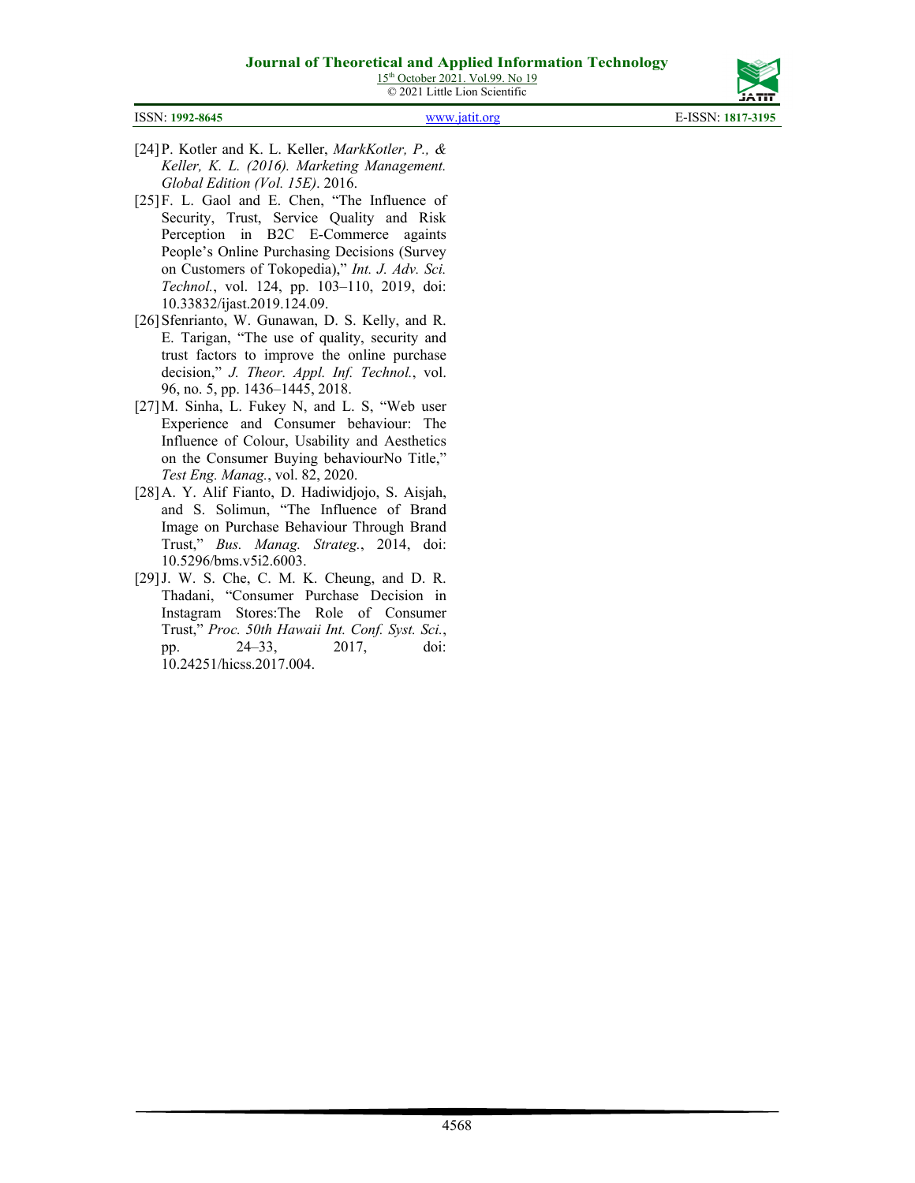[24] P. Kotler and K. L. Keller, *MarkKotler, P., & Keller, K. L. (2016). Marketing Management. Global Edition (Vol. 15E)*. 2016.

[25] F. L. Gaol and E. Chen, "The Influence of Security, Trust, Service Quality and Risk Perception in B2C E-Commerce againts People's Online Purchasing Decisions (Survey on Customers of Tokopedia)," *Int. J. Adv. Sci. Technol.*, vol. 124, pp. 103–110, 2019, doi: 10.33832/ijast.2019.124.09.

[26] Sfenrianto, W. Gunawan, D. S. Kelly, and R. E. Tarigan, "The use of quality, security and trust factors to improve the online purchase decision," *J. Theor. Appl. Inf. Technol.*, vol. 96, no. 5, pp. 1436–1445, 2018.

[27] M. Sinha, L. Fukey N, and L. S, "Web user Experience and Consumer behaviour: The Influence of Colour, Usability and Aesthetics on the Consumer Buying behaviourNo Title," *Test Eng. Manag.*, vol. 82, 2020.

[28] A. Y. Alif Fianto, D. Hadiwidjojo, S. Aisjah, and S. Solimun, "The Influence of Brand Image on Purchase Behaviour Through Brand Trust," *Bus. Manag. Strateg.*, 2014, doi: 10.5296/bms.v5i2.6003.

[29] J. W. S. Che, C. M. K. Cheung, and D. R. Thadani, "Consumer Purchase Decision in Instagram Stores:The Role of Consumer Trust," *Proc. 50th Hawaii Int. Conf. Syst. Sci.*, pp. 24–33, 2017, doi: 10.24251/hicss.2017.004.